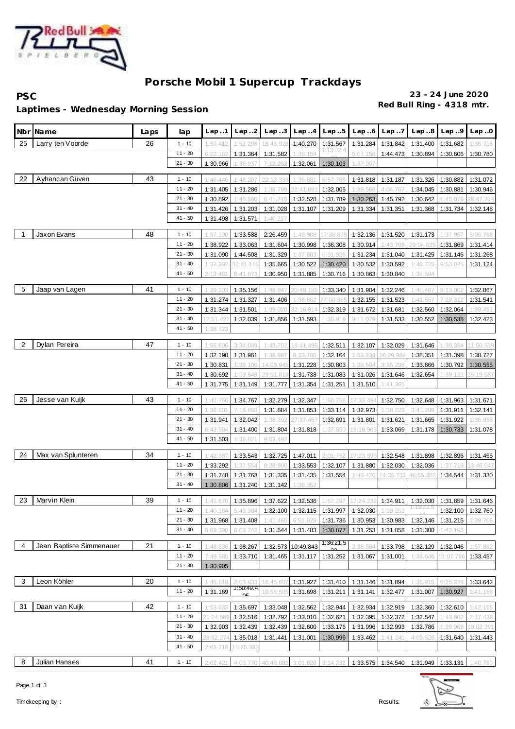# Porsche Mobil 1 Supercup Trackdays

**PSC**

**23 - 24 June 2020**

**Laptimes - Wednesday Morning Session**

**Red Bull Ring - 4318 mtr.**

| Nbr | Name | Laps | lap | Lap..1 | Lap..2 | Lap..3 | Lap..4 | Lap..5 | Lap..6 | Lap..7 | Lap..8 | Lap..9 | Lap..0 |
|---|---|---|---|---|---|---|---|---|---|---|---|---|---|
| 25 | Larry ten Voorde | 26 | 1 - 10 | 1:50.412 | 1:51.296 | 18:43.928 | 1:40.270 | 1:31.567 | 1:31.284 | 1:31.842 | 1:31.400 | 1:31.682 | 1:36.716 |
| | | | 11 - 20 | 6:22.162 | 1:31.364 | 1:31.582 | 1:38.154 | 1:13:02.4 | 5:07.158 | 1:44.473 | 1:30.894 | 1:30.606 | 1:30.780 |
| | | | 21 - 30 | 1:30.966 | 1:36.937 | 7:12.252 | 1:32.061 | 1:30.103 | 1:37.907 | | | | |
| 22 | Ayhancan Güven | 43 | 1 - 10 | 1:46.446 | 1:48.207 | 22:13.333 | 1:36.681 | 6:57.788 | 1:31.818 | 1:31.187 | 1:31.326 | 1:30.882 | 1:31.072 |
| | | | 11 - 20 | 1:31.405 | 1:31.286 | 1:38.799 | 22:41.091 | 1:32.005 | 1:39.568 | 4:04.767 | 1:34.045 | 1:30.881 | 1:30.946 |
| | | | 21 - 30 | 1:30.892 | 1:46.560 | 6:41.715 | 1:32.528 | 1:31.789 | 1:30.263 | 1:45.792 | 1:30.642 | 1:40.076 | 28:47.714 |
| | | | 31 - 40 | 1:31.426 | 1:31.203 | 1:31.028 | 1:31.107 | 1:31.209 | 1:31.334 | 1:31.351 | 1:31.368 | 1:31.734 | 1:32.148 |
| | | | 41 - 50 | 1:31.498 | 1:31.571 | 1:40.227 | | | | | | | |
| 1 | Jaxon Evans | 48 | 1 - 10 | 1:57.100 | 1:33.588 | 2:26.459 | 1:49.908 | 17:35.878 | 1:32.136 | 1:31.520 | 1:31.173 | 1:37.957 | 5:05.788 |
| | | | 11 - 20 | 1:38.922 | 1:33.063 | 1:31.604 | 1:30.998 | 1:36.308 | 1:30.914 | 1:43.706 | 29:04.635 | 1:31.869 | 1:31.414 |
| | | | 21 - 30 | 1:31.090 | 1:44.508 | 1:31.329 | 1:37.503 | 6:31.926 | 1:31.234 | 1:31.040 | 1:31.425 | 1:31.146 | 1:31.268 |
| | | | 31 - 40 | 1:37.392 | 32:41.116 | 1:35.665 | 1:30.522 | 1:30.420 | 1:30.532 | 1:30.592 | 1:40.725 | 9:53.025 | 1:31.124 |
| | | | 41 - 50 | 2:13.461 | 6:41.873 | 1:30.950 | 1:31.885 | 1:30.716 | 1:30.863 | 1:30.840 | 1:38.584 | | |
| 5 | Jaap van Lagen | 41 | 1 - 10 | 1:39.203 | 1:35.156 | 1:48.847 | 20:49.185 | 1:33.340 | 1:31.904 | 1:32.246 | 1:40.407 | 8:13.002 | 1:32.867 |
| | | | 11 - 20 | 1:31.274 | 1:31.327 | 1:31.406 | 1:38.862 | 27:00.585 | 1:32.155 | 1:31.523 | 1:41.557 | 7:29.312 | 1:31.541 |
| | | | 21 - 30 | 1:31.344 | 1:31.501 | 1:39.020 | 32:16.814 | 1:32.319 | 1:31.672 | 1:31.681 | 1:32.560 | 1:32.064 | 1:39.451 |
| | | | 31 - 40 | 12:51.422 | 1:32.039 | 1:31.856 | 1:31.593 | 1:38.918 | 9:11.079 | 1:31.533 | 1:30.552 | 1:30.538 | 1:32.423 |
| | | | 41 - 50 | 1:38.723 | | | | | | | | | |
| 2 | Dylan Pereira | 47 | 1 - 10 | 1:55.806 | 3:34.049 | 1:43.702 | 18:41.495 | 1:32.511 | 1:32.107 | 1:32.029 | 1:31.646 | 1:39.384 | 11:00.539 |
| | | | 11 - 20 | 1:32.190 | 1:31.961 | 1:38.897 | 8:33.700 | 1:32.164 | 1:53.234 | 16:29.984 | 1:38.351 | 1:31.398 | 1:30.727 |
| | | | 21 - 30 | 1:30.831 | 1:39.100 | 14:09.945 | 1:31.228 | 1:30.803 | 1:39.594 | 3:35.298 | 1:33.866 | 1:30.792 | 1:30.555 |
| | | | 31 - 40 | 1:30.692 | 1:39.543 | 23:51.818 | 1:31.738 | 1:31.083 | 1:31.026 | 1:31.646 | 1:32.654 | 1:39.121 | 15:19.987 |
| | | | 41 - 50 | 1:31.775 | 1:31.149 | 1:31.777 | 1:31.354 | 1:31.251 | 1:31.510 | 1:41.365 | | | |
| 26 | Jesse van Kuijk | 43 | 1 - 10 | 1:40.766 | 1:34.767 | 1:32.279 | 1:32.347 | 1:50.256 | 17:33.494 | 1:32.750 | 1:32.648 | 1:31.963 | 1:31.671 |
| | | | 11 - 20 | 1:36.601 | 7:15.958 | 1:31.884 | 1:31.853 | 1:33.114 | 1:32.973 | 1:38.223 | 3:41.289 | 1:31.911 | 1:32.141 |
| | | | 21 - 30 | 1:31.941 | 1:32.042 | 1:38.392 | 27:37.467 | 1:32.691 | 1:31.801 | 1:31.621 | 1:31.665 | 1:31.922 | 1:36.958 |
| | | | 31 - 40 | 6:43.584 | 1:31.400 | 1:31.804 | 1:31.818 | 1:37.550 | 19:18.903 | 1:33.069 | 1:31.178 | 1:30.733 | 1:31.078 |
| | | | 41 - 50 | 1:31.503 | 1:36.821 | 9:03.492 | | | | | | | |
| 24 | Max van Splunteren | 34 | 1 - 10 | 1:42.387 | 1:33.543 | 1:32.725 | 1:47.011 | 2:01.752 | 17:23.996 | 1:32.548 | 1:31.898 | 1:32.896 | 1:31.455 |
| | | | 11 - 20 | 1:33.292 | 1:37.554 | 8:28.900 | 1:33.553 | 1:32.107 | 1:31.880 | 1:32.030 | 1:32.036 | 1:37.718 | 13:46.047 |
| | | | 21 - 30 | 1:31.748 | 1:31.763 | 1:31.335 | 1:31.435 | 1:31.554 | 1:40.420 | 14:35.733 | 46:55.352 | 1:34.544 | 1:31.330 |
| | | | 31 - 40 | 1:30.806 | 1:31.240 | 1:31.142 | 1:36.352 | | | | | | |
| 23 | Marvin Klein | 39 | 1 - 10 | 1:41.670 | 1:35.896 | 1:37.622 | 1:32.536 | 1:57.297 | 17:24.232 | 1:34.911 | 1:32.030 | 1:31.859 | 1:31.646 |
| | | | 11 - 20 | 1:40.184 | 5:43.384 | 1:32.100 | 1:32.115 | 1:31.997 | 1:32.030 | 1:39.252 | 1:19:22.5 | 1:32.100 | 1:32.760 |
| | | | 21 - 30 | 1:31.968 | 1:31.408 | 1:41.460 | 6:51.928 | 1:31.736 | 1:30.953 | 1:30.983 | 1:32.146 | 1:31.215 | 1:39.706 |
| | | | 31 - 40 | 8:09.390 | 6:03.742 | 1:31.544 | 1:31.483 | 1:30.877 | 1:31.253 | 1:31.058 | 1:31.300 | 1:42.195 | |
| 4 | Jean Baptiste Simmenauer | 21 | 1 - 10 | 1:48.636 | 1:38.267 | 1:32.573 | 10:49.843 | 1:36:21.5 | 2:38.564 | 1:33.798 | 1:32.129 | 1:32.046 | 1:57.862 |
| | | | 11 - 20 | 7:49.585 | 1:33.710 | 1:31.465 | 1:31.117 | 1:31.252 | 1:31.067 | 1:31.001 | 1:38.646 | 11:07.766 | 1:33.457 |
| | | | 21 - 30 | 1:30.905 | | | | | | | | | |
| 3 | Leon Köhler | 20 | 1 - 10 | 1:46.618 | 2:03.933 | 16:45.607 | 1:31.927 | 1:31.410 | 1:31.146 | 1:31.094 | 1:36.915 | 6:25.324 | 1:33.642 |
| | | | 11 - 20 | 1:31.169 | 1:50:49.4 | 10:56.505 | 1:31.698 | 1:31.211 | 1:31.141 | 1:32.477 | 1:31.007 | 1:30.927 | 1:41.166 |
| 31 | Daan van Kuijk | 42 | 1 - 10 | 1:53.033 | 1:35.697 | 1:33.048 | 1:32.562 | 1:32.944 | 1:32.934 | 1:32.919 | 1:32.360 | 1:32.610 | 1:42.155 |
| | | | 11 - 20 | 21:24.589 | 1:32.516 | 1:32.792 | 1:33.010 | 1:32.621 | 1:32.395 | 1:32.372 | 1:32.547 | 1:43.802 | 7:17.438 |
| | | | 21 - 30 | 1:32.903 | 1:32.439 | 1:32.439 | 1:32.600 | 1:33.176 | 1:31.996 | 1:32.993 | 1:32.786 | 1:39.969 | 10:02.391 |
| | | | 31 - 40 | 28:52.274 | 1:35.018 | 1:31.441 | 1:31.001 | 1:30.996 | 1:33.462 | 1:41.241 | 4:09.528 | 1:31.640 | 1:31.443 |
| | | | 41 - 50 | 2:05.218 | 11:25.383 | | | | | | | | |
| 8 | Julian Hanses | 41 | 1 - 10 | 2:02.421 | 4:03.770 | 40:48.082 | 3:01.928 | 3:14.232 | 1:33.575 | 1:34.540 | 1:31.949 | 1:33.131 | 1:40.780 |

Timekeeping by :

Results: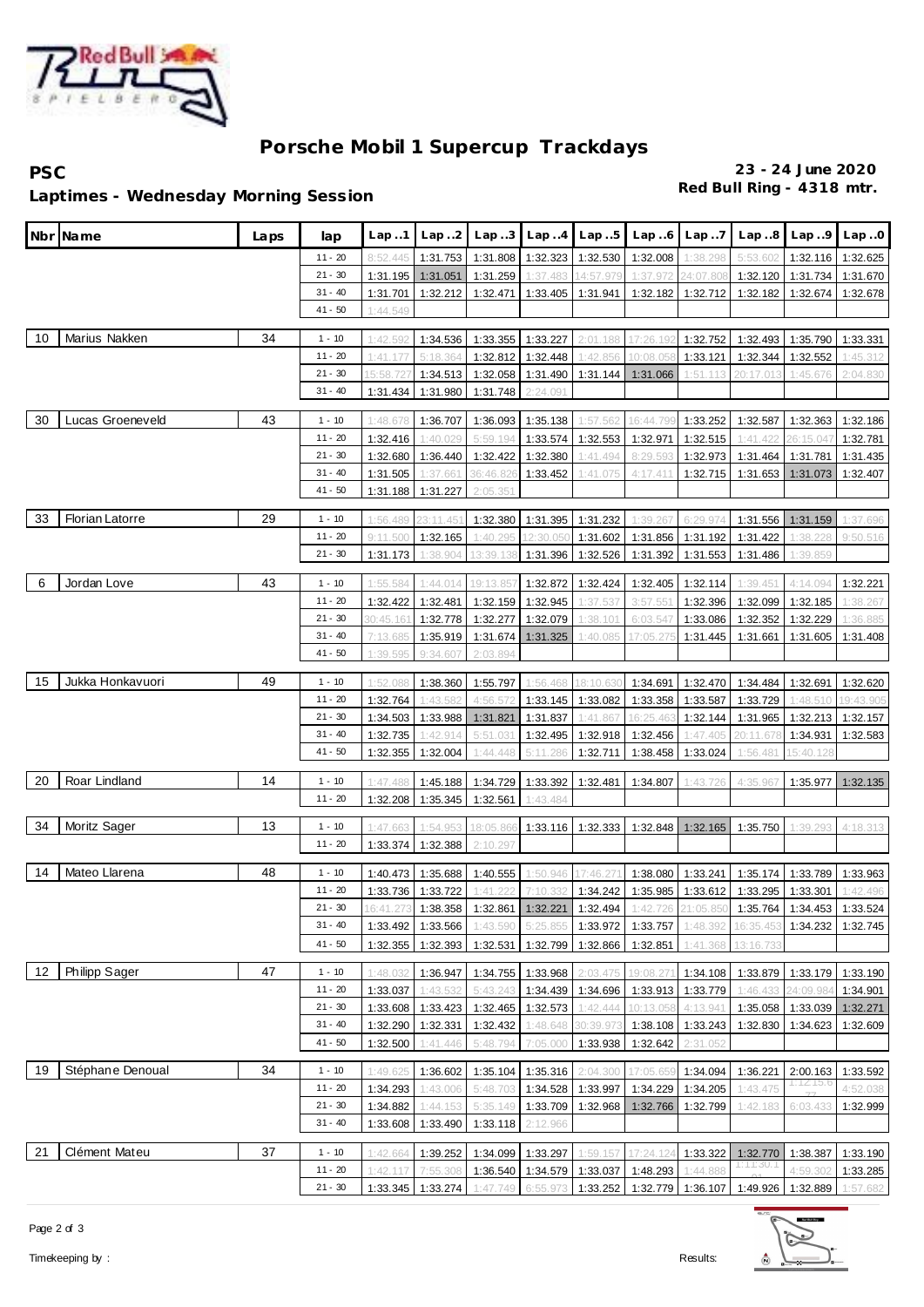# Porsche Mobil 1 Supercup Trackdays

**PSC**

**Laptimes - Wednesday Morning Session**

**23 - 24 June 2020**

**Red Bull Ring - 4318 mtr.**

| Nbr | Name | Laps | lap | Lap..1 | Lap..2 | Lap..3 | Lap..4 | Lap..5 | Lap..6 | Lap..7 | Lap..8 | Lap..9 | Lap..0 |
|---|---|---|---|---|---|---|---|---|---|---|---|---|---|
| | | | 11 - 20 | 8:52.445 | 1:31.753 | 1:31.808 | 1:32.323 | 1:32.530 | 1:32.008 | 1:38.298 | 5:53.602 | 1:32.116 | 1:32.625 |
| | | | 21 - 30 | 1:31.195 | 1:31.051 | 1:31.259 | 1:37.483 | 14:57.979 | 1:37.972 | 24:07.808 | 1:32.120 | 1:31.734 | 1:31.670 |
| | | | 31 - 40 | 1:31.701 | 1:32.212 | 1:32.471 | 1:33.405 | 1:31.941 | 1:32.182 | 1:32.712 | 1:32.182 | 1:32.674 | 1:32.678 |
| | | | 41 - 50 | 1:44.549 | | | | | | | | | |
| 10 | Marius Nakken | 34 | 1 - 10 | 1:42.592 | 1:34.536 | 1:33.355 | 1:33.227 | 2:01.188 | 17:26.192 | 1:32.752 | 1:32.493 | 1:35.790 | 1:33.331 |
| | | | 11 - 20 | 1:41.177 | 5:18.364 | 1:32.812 | 1:32.448 | 1:42.856 | 10:08.058 | 1:33.121 | 1:32.344 | 1:32.552 | 1:45.312 |
| | | | 21 - 30 | 15:58.727 | 1:34.513 | 1:32.058 | 1:31.490 | 1:31.144 | 1:31.066 | 1:51.113 | 20:17.013 | 1:45.676 | 2:04.830 |
| | | | 31 - 40 | 1:31.434 | 1:31.980 | 1:31.748 | 2:24.091 | | | | | | |
| 30 | Lucas Groeneveld | 43 | 1 - 10 | 1:48.678 | 1:36.707 | 1:36.093 | 1:35.138 | 1:57.562 | 16:44.799 | 1:33.252 | 1:32.587 | 1:32.363 | 1:32.186 |
| | | | 11 - 20 | 1:32.416 | 1:40.029 | 5:59.194 | 1:33.574 | 1:32.553 | 1:32.971 | 1:32.515 | 1:41.422 | 26:15.047 | 1:32.781 |
| | | | 21 - 30 | 1:32.680 | 1:36.440 | 1:32.422 | 1:32.380 | 1:41.494 | 8:29.593 | 1:32.973 | 1:31.464 | 1:31.781 | 1:31.435 |
| | | | 31 - 40 | 1:31.505 | 1:37.661 | 36:46.826 | 1:33.452 | 1:41.075 | 4:17.411 | 1:32.715 | 1:31.653 | 1:31.073 | 1:32.407 |
| | | | 41 - 50 | 1:31.188 | 1:31.227 | 2:05.351 | | | | | | | |
| 33 | Florian Latorre | 29 | 1 - 10 | 1:56.489 | 23:11.451 | 1:32.380 | 1:31.395 | 1:31.232 | 1:39.267 | 6:29.974 | 1:31.556 | 1:31.159 | 1:37.696 |
| | | | 11 - 20 | 9:11.500 | 1:32.165 | 1:40.295 | 12:30.050 | 1:31.602 | 1:31.856 | 1:31.192 | 1:31.422 | 1:38.228 | 9:50.516 |
| | | | 21 - 30 | 1:31.173 | 1:38.904 | 13:39.138 | 1:31.396 | 1:32.526 | 1:31.392 | 1:31.553 | 1:31.486 | 1:39.859 | |
| 6 | Jordan Love | 43 | 1 - 10 | 1:55.584 | 1:44.014 | 19:13.857 | 1:32.872 | 1:32.424 | 1:32.405 | 1:32.114 | 1:39.451 | 4:14.094 | 1:32.221 |
| | | | 11 - 20 | 1:32.422 | 1:32.481 | 1:32.159 | 1:32.945 | 1:37.537 | 3:57.551 | 1:32.396 | 1:32.099 | 1:32.185 | 1:38.267 |
| | | | 21 - 30 | 30:45.161 | 1:32.778 | 1:32.277 | 1:32.079 | 1:38.101 | 6:03.547 | 1:33.086 | 1:32.352 | 1:32.229 | 1:36.885 |
| | | | 31 - 40 | 7:13.685 | 1:35.919 | 1:31.674 | 1:31.325 | 1:40.085 | 17:05.275 | 1:31.445 | 1:31.661 | 1:31.605 | 1:31.408 |
| | | | 41 - 50 | 1:39.595 | 9:34.607 | 2:03.894 | | | | | | | |
| 15 | Jukka Honkavuori | 49 | 1 - 10 | 1:52.088 | 1:38.360 | 1:55.797 | 1:56.468 | 18:10.630 | 1:34.691 | 1:32.470 | 1:34.484 | 1:32.691 | 1:32.620 |
| | | | 11 - 20 | 1:32.764 | 1:43.582 | 4:56.572 | 1:33.145 | 1:33.082 | 1:33.358 | 1:33.587 | 1:33.729 | 1:48.510 | 19:43.905 |
| | | | 21 - 30 | 1:34.503 | 1:33.988 | 1:31.821 | 1:31.837 | 1:41.867 | 16:25.463 | 1:32.144 | 1:31.965 | 1:32.213 | 1:32.157 |
| | | | 31 - 40 | 1:32.735 | 1:42.914 | 5:51.031 | 1:32.495 | 1:32.918 | 1:32.456 | 1:47.405 | 20:11.678 | 1:34.931 | 1:32.583 |
| | | | 41 - 50 | 1:32.355 | 1:32.004 | 1:44.448 | 5:11.286 | 1:32.711 | 1:38.458 | 1:33.024 | 1:56.481 | 15:40.128 | |
| 20 | Roar Lindland | 14 | 1 - 10 | 1:47.488 | 1:45.188 | 1:34.729 | 1:33.392 | 1:32.481 | 1:34.807 | 1:43.726 | 4:35.967 | 1:35.977 | 1:32.135 |
| | | | 11 - 20 | 1:32.208 | 1:35.345 | 1:32.561 | 1:43.484 | | | | | | |
| 34 | Moritz Sager | 13 | 1 - 10 | 1:47.663 | 1:54.953 | 18:05.866 | 1:33.116 | 1:32.333 | 1:32.848 | 1:32.165 | 1:35.750 | 1:39.293 | 4:18.313 |
| | | | 11 - 20 | 1:33.374 | 1:32.388 | 2:10.297 | | | | | | | |
| 14 | Mateo Llarena | 48 | 1 - 10 | 1:40.473 | 1:35.688 | 1:40.555 | 1:50.946 | 17:46.271 | 1:38.080 | 1:33.241 | 1:35.174 | 1:33.789 | 1:33.963 |
| | | | 11 - 20 | 1:33.736 | 1:33.722 | 1:41.222 | 7:10.332 | 1:34.242 | 1:35.985 | 1:33.612 | 1:33.295 | 1:33.301 | 1:42.496 |
| | | | 21 - 30 | 16:41.273 | 1:38.358 | 1:32.861 | 1:32.221 | 1:32.494 | 1:42.726 | 21:05.850 | 1:35.764 | 1:34.453 | 1:33.524 |
| | | | 31 - 40 | 1:33.492 | 1:33.566 | 1:43.590 | 5:25.855 | 1:33.972 | 1:33.757 | 1:48.392 | 16:35.453 | 1:34.232 | 1:32.745 |
| | | | 41 - 50 | 1:32.355 | 1:32.393 | 1:32.531 | 1:32.799 | 1:32.866 | 1:32.851 | 1:41.368 | 13:16.733 | | |
| 12 | Philipp Sager | 47 | 1 - 10 | 1:48.032 | 1:36.947 | 1:34.755 | 1:33.968 | 2:03.475 | 19:08.271 | 1:34.108 | 1:33.879 | 1:33.179 | 1:33.190 |
| | | | 11 - 20 | 1:33.037 | 1:43.532 | 5:43.243 | 1:34.439 | 1:34.696 | 1:33.913 | 1:33.779 | 1:46.433 | 24:09.984 | 1:34.901 |
| | | | 21 - 30 | 1:33.608 | 1:33.423 | 1:32.465 | 1:32.573 | 1:42.444 | 10:13.058 | 4:13.941 | 1:35.058 | 1:33.039 | 1:32.271 |
| | | | 31 - 40 | 1:32.290 | 1:32.331 | 1:32.432 | 1:48.648 | 30:39.973 | 1:38.108 | 1:33.243 | 1:32.830 | 1:34.623 | 1:32.609 |
| | | | 41 - 50 | 1:32.500 | 1:41.446 | 5:48.794 | 7:05.000 | 1:33.938 | 1:32.642 | 2:31.052 | | | |
| 19 | Stéphane Denoual | 34 | 1 - 10 | 1:49.625 | 1:36.602 | 1:35.104 | 1:35.316 | 2:04.300 | 17:05.659 | 1:34.094 | 1:36.221 | 2:00.163 | 1:33.592 |
| | | | 11 - 20 | 1:34.293 | 1:43.006 | 5:48.703 | 1:34.528 | 1:33.997 | 1:34.229 | 1:34.205 | 1:43.475 | 1:12:15.677 | 4:52.038 |
| | | | 21 - 30 | 1:34.882 | 1:44.153 | 5:35.149 | 1:33.709 | 1:32.968 | 1:32.766 | 1:32.799 | 1:42.183 | 6:03.433 | 1:32.999 |
| | | | 31 - 40 | 1:33.608 | 1:33.490 | 1:33.118 | 2:12.966 | | | | | | |
| 21 | Clément Mateu | 37 | 1 - 10 | 1:42.664 | 1:39.252 | 1:34.099 | 1:33.297 | 1:59.157 | 17:24.124 | 1:33.322 | 1:32.770 | 1:38.387 | 1:33.190 |
| | | | 11 - 20 | 1:42.117 | 7:55.308 | 1:36.540 | 1:34.579 | 1:33.037 | 1:48.293 | 1:44.888 | 1:11:30.101 | 4:59.302 | 1:33.285 |
| | | | 21 - 30 | 1:33.345 | 1:33.274 | 1:47.749 | 6:55.973 | 1:33.252 | 1:32.779 | 1:36.107 | 1:49.926 | 1:32.889 | 1:57.682 |

Timekeeping by :

Results: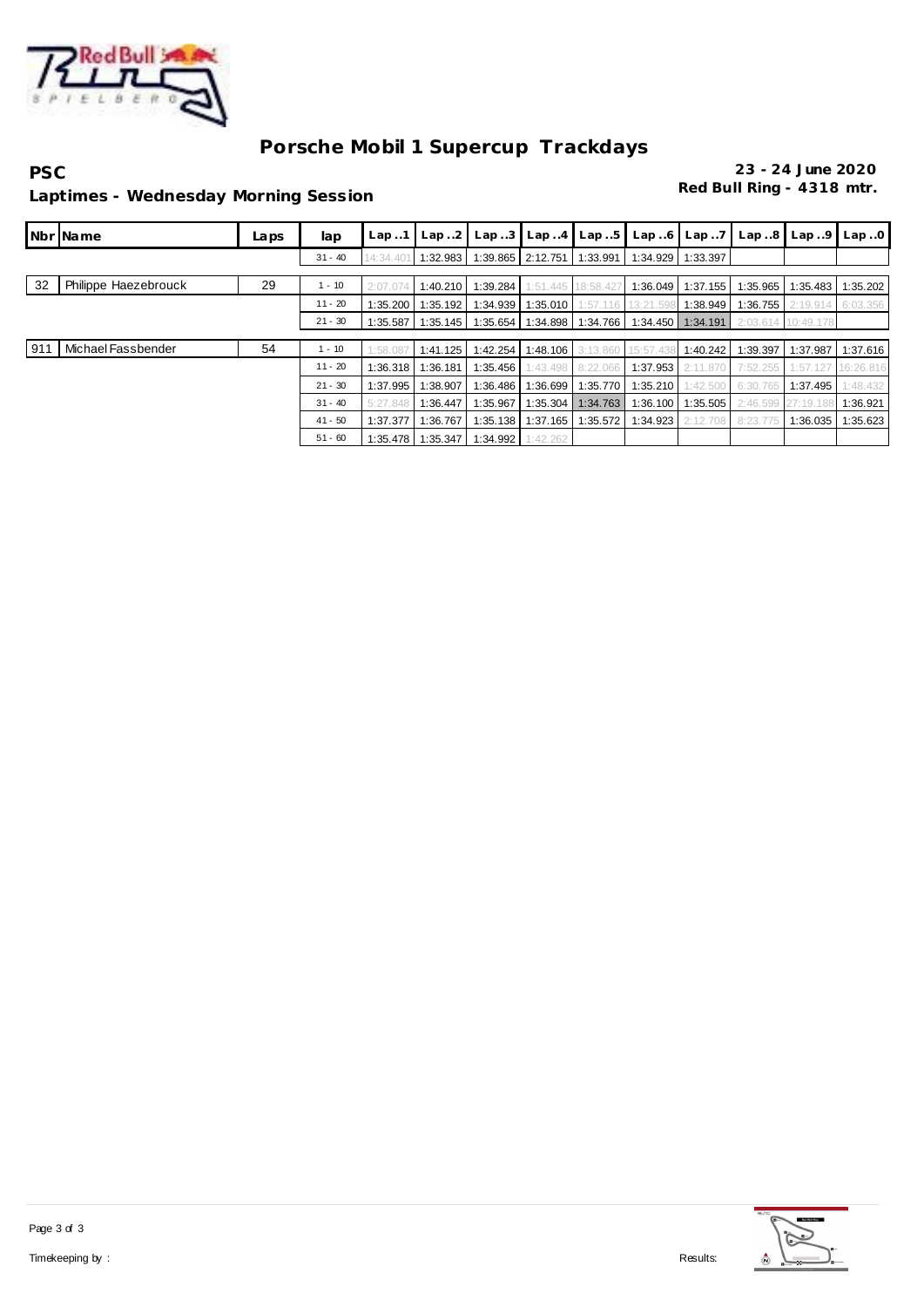# Porsche Mobil 1 Supercup Trackdays

**PSC**

**Laptimes - Wednesday Morning Session**

**23 - 24 June 2020**

**Red Bull Ring - 4318 mtr.**

| Nbr | Name | Laps | lap | Lap..1 | Lap..2 | Lap..3 | Lap..4 | Lap..5 | Lap..6 | Lap..7 | Lap..8 | Lap..9 | Lap..0 |
|---|---|---|---|---|---|---|---|---|---|---|---|---|---|
| | | | 31 - 40 | 14:34.401 | 1:32.983 | 1:39.865 | 2:12.751 | 1:33.991 | 1:34.929 | 1:33.397 | | | |
| 32 | Philippe Haezebrouck | 29 | 1 - 10 | 2:07.074 | 1:40.210 | 1:39.284 | 1:51.445 | 18:58.427 | 1:36.049 | 1:37.155 | 1:35.965 | 1:35.483 | 1:35.202 |
| | | | 11 - 20 | 1:35.200 | 1:35.192 | 1:34.939 | 1:35.010 | 1:57.116 | 13:21.598 | 1:38.949 | 1:36.755 | 2:19.914 | 6:03.356 |
| | | | 21 - 30 | 1:35.587 | 1:35.145 | 1:35.654 | 1:34.898 | 1:34.766 | 1:34.450 | 1:34.191 | 2:03.614 | 10:49.178 | |
| 911 | Michael Fassbender | 54 | 1 - 10 | 1:58.087 | 1:41.125 | 1:42.254 | 1:48.106 | 3:13.860 | 15:57.438 | 1:40.242 | 1:39.397 | 1:37.987 | 1:37.616 |
| | | | 11 - 20 | 1:36.318 | 1:36.181 | 1:35.456 | 1:43.498 | 8:22.066 | 1:37.953 | 2:11.870 | 7:52.255 | 1:57.127 | 16:26.816 |
| | | | 21 - 30 | 1:37.995 | 1:38.907 | 1:36.486 | 1:36.699 | 1:35.770 | 1:35.210 | 1:42.500 | 6:30.765 | 1:37.495 | 1:48.432 |
| | | | 31 - 40 | 5:27.848 | 1:36.447 | 1:35.967 | 1:35.304 | 1:34.763 | 1:36.100 | 1:35.505 | 2:46.599 | 27:19.188 | 1:36.921 |
| | | | 41 - 50 | 1:37.377 | 1:36.767 | 1:35.138 | 1:37.165 | 1:35.572 | 1:34.923 | 2:12.708 | 8:23.775 | 1:36.035 | 1:35.623 |
| | | | 51 - 60 | 1:35.478 | 1:35.347 | 1:34.992 | 1:42.262 | | | | | | |

Timekeeping by :

Results: